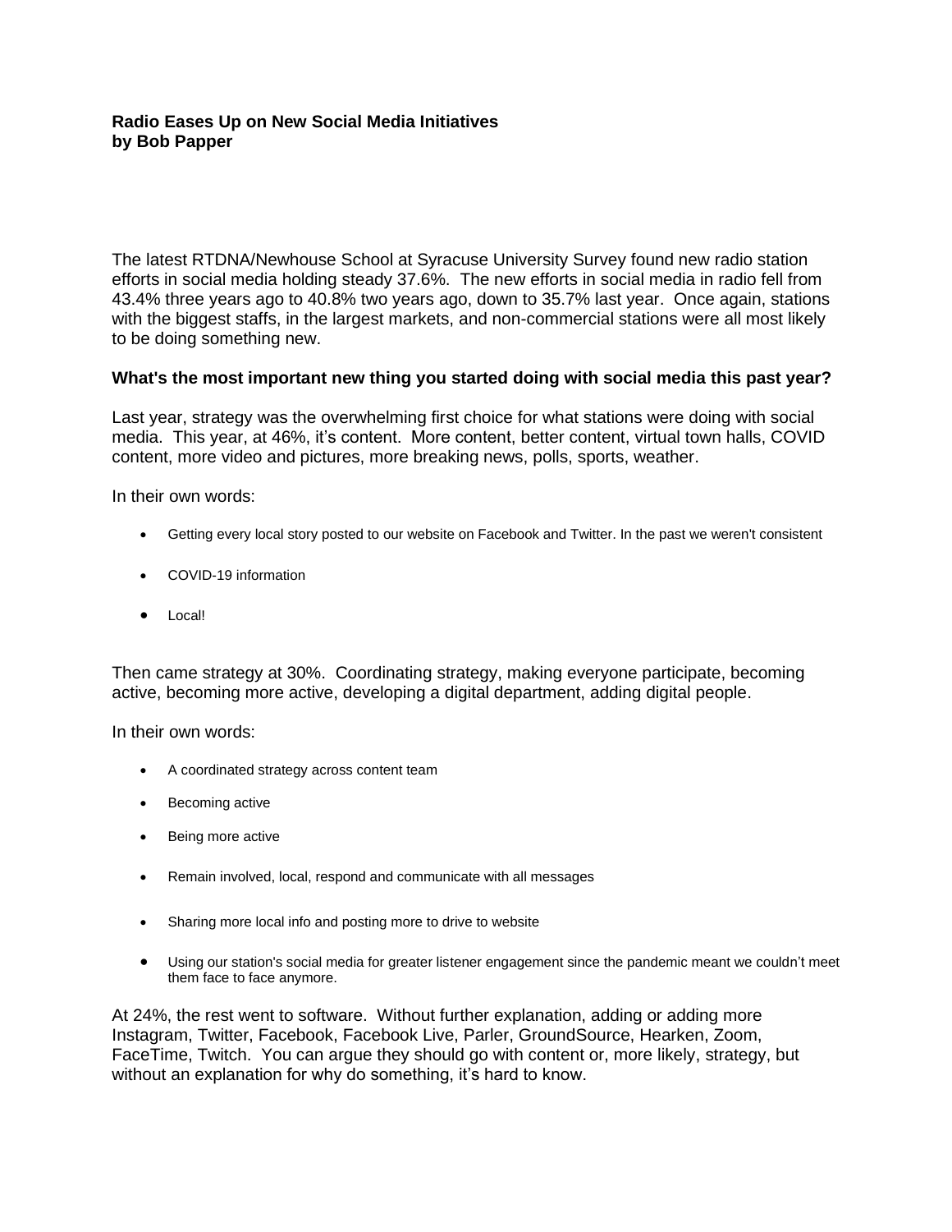**Radio Eases Up on New Social Media Initiatives**
**by Bob Papper**

The latest RTDNA/Newhouse School at Syracuse University Survey found new radio station efforts in social media holding steady 37.6%. The new efforts in social media in radio fell from 43.4% three years ago to 40.8% two years ago, down to 35.7% last year. Once again, stations with the biggest staffs, in the largest markets, and non-commercial stations were all most likely to be doing something new.

**What's the most important new thing you started doing with social media this past year?**

Last year, strategy was the overwhelming first choice for what stations were doing with social media. This year, at 46%, it's content. More content, better content, virtual town halls, COVID content, more video and pictures, more breaking news, polls, sports, weather.

In their own words:

- Getting every local story posted to our website on Facebook and Twitter. In the past we weren't consistent
- COVID-19 information
- Local!

Then came strategy at 30%. Coordinating strategy, making everyone participate, becoming active, becoming more active, developing a digital department, adding digital people.

In their own words:

- A coordinated strategy across content team
- Becoming active
- Being more active
- Remain involved, local, respond and communicate with all messages
- Sharing more local info and posting more to drive to website
- Using our station's social media for greater listener engagement since the pandemic meant we couldn't meet them face to face anymore.

At 24%, the rest went to software. Without further explanation, adding or adding more Instagram, Twitter, Facebook, Facebook Live, Parler, GroundSource, Hearken, Zoom, FaceTime, Twitch. You can argue they should go with content or, more likely, strategy, but without an explanation for why do something, it's hard to know.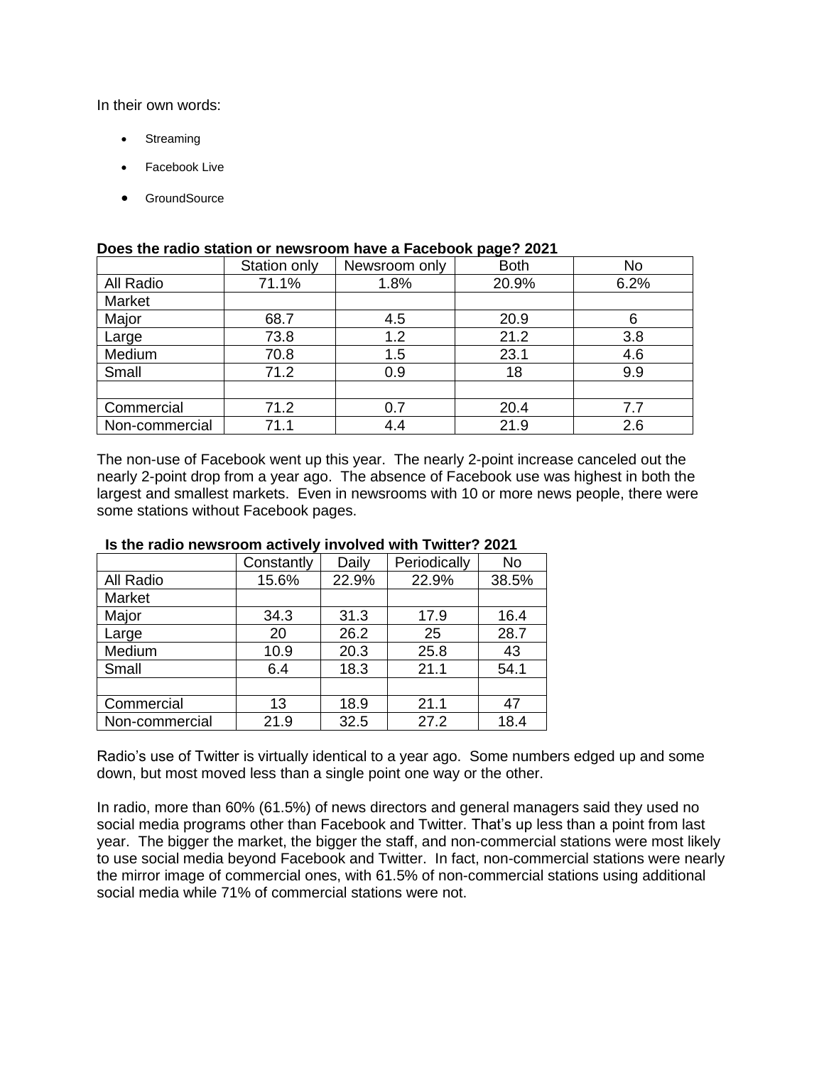In their own words:

- Streaming
- Facebook Live
- GroundSource

**Does the radio station or newsroom have a Facebook page? 2021**

| | Station only | Newsroom only | Both | No |
|---|---|---|---|---|
| All Radio | 71.1% | 1.8% | 20.9% | 6.2% |
| Market | | | | |
| Major | 68.7 | 4.5 | 20.9 | 6 |
| Large | 73.8 | 1.2 | 21.2 | 3.8 |
| Medium | 70.8 | 1.5 | 23.1 | 4.6 |
| Small | 71.2 | 0.9 | 18 | 9.9 |
| | | | | |
| Commercial | 71.2 | 0.7 | 20.4 | 7.7 |
| Non-commercial | 71.1 | 4.4 | 21.9 | 2.6 |

The non-use of Facebook went up this year. The nearly 2-point increase canceled out the nearly 2-point drop from a year ago. The absence of Facebook use was highest in both the largest and smallest markets. Even in newsrooms with 10 or more news people, there were some stations without Facebook pages.

**Is the radio newsroom actively involved with Twitter? 2021**

| | Constantly | Daily | Periodically | No |
|---|---|---|---|---|
| All Radio | 15.6% | 22.9% | 22.9% | 38.5% |
| Market | | | | |
| Major | 34.3 | 31.3 | 17.9 | 16.4 |
| Large | 20 | 26.2 | 25 | 28.7 |
| Medium | 10.9 | 20.3 | 25.8 | 43 |
| Small | 6.4 | 18.3 | 21.1 | 54.1 |
| | | | | |
| Commercial | 13 | 18.9 | 21.1 | 47 |
| Non-commercial | 21.9 | 32.5 | 27.2 | 18.4 |

Radio's use of Twitter is virtually identical to a year ago. Some numbers edged up and some down, but most moved less than a single point one way or the other.

In radio, more than 60% (61.5%) of news directors and general managers said they used no social media programs other than Facebook and Twitter. That's up less than a point from last year. The bigger the market, the bigger the staff, and non-commercial stations were most likely to use social media beyond Facebook and Twitter. In fact, non-commercial stations were nearly the mirror image of commercial ones, with 61.5% of non-commercial stations using additional social media while 71% of commercial stations were not.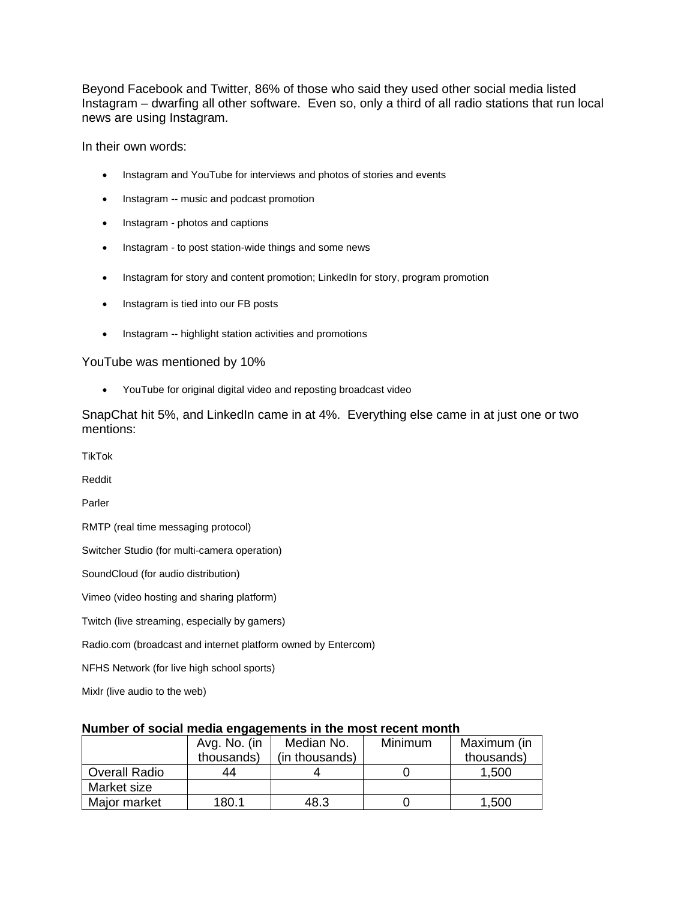Beyond Facebook and Twitter, 86% of those who said they used other social media listed Instagram – dwarfing all other software. Even so, only a third of all radio stations that run local news are using Instagram.

In their own words:

- Instagram and YouTube for interviews and photos of stories and events
- Instagram -- music and podcast promotion
- Instagram - photos and captions
- Instagram - to post station-wide things and some news
- Instagram for story and content promotion; LinkedIn for story, program promotion
- Instagram is tied into our FB posts
- Instagram -- highlight station activities and promotions

YouTube was mentioned by 10%

- YouTube for original digital video and reposting broadcast video

SnapChat hit 5%, and LinkedIn came in at 4%. Everything else came in at just one or two mentions:

TikTok

Reddit

Parler

RMTP (real time messaging protocol)

Switcher Studio (for multi-camera operation)

SoundCloud (for audio distribution)

Vimeo (video hosting and sharing platform)

Twitch (live streaming, especially by gamers)

Radio.com (broadcast and internet platform owned by Entercom)

NFHS Network (for live high school sports)

Mixlr (live audio to the web)

**Number of social media engagements in the most recent month**

| | Avg. No. (in thousands) | Median No. (in thousands) | Minimum | Maximum (in thousands) |
|---|---|---|---|---|
| Overall Radio | 44 | 4 | 0 | 1,500 |
| Market size | | | | |
| Major market | 180.1 | 48.3 | 0 | 1,500 |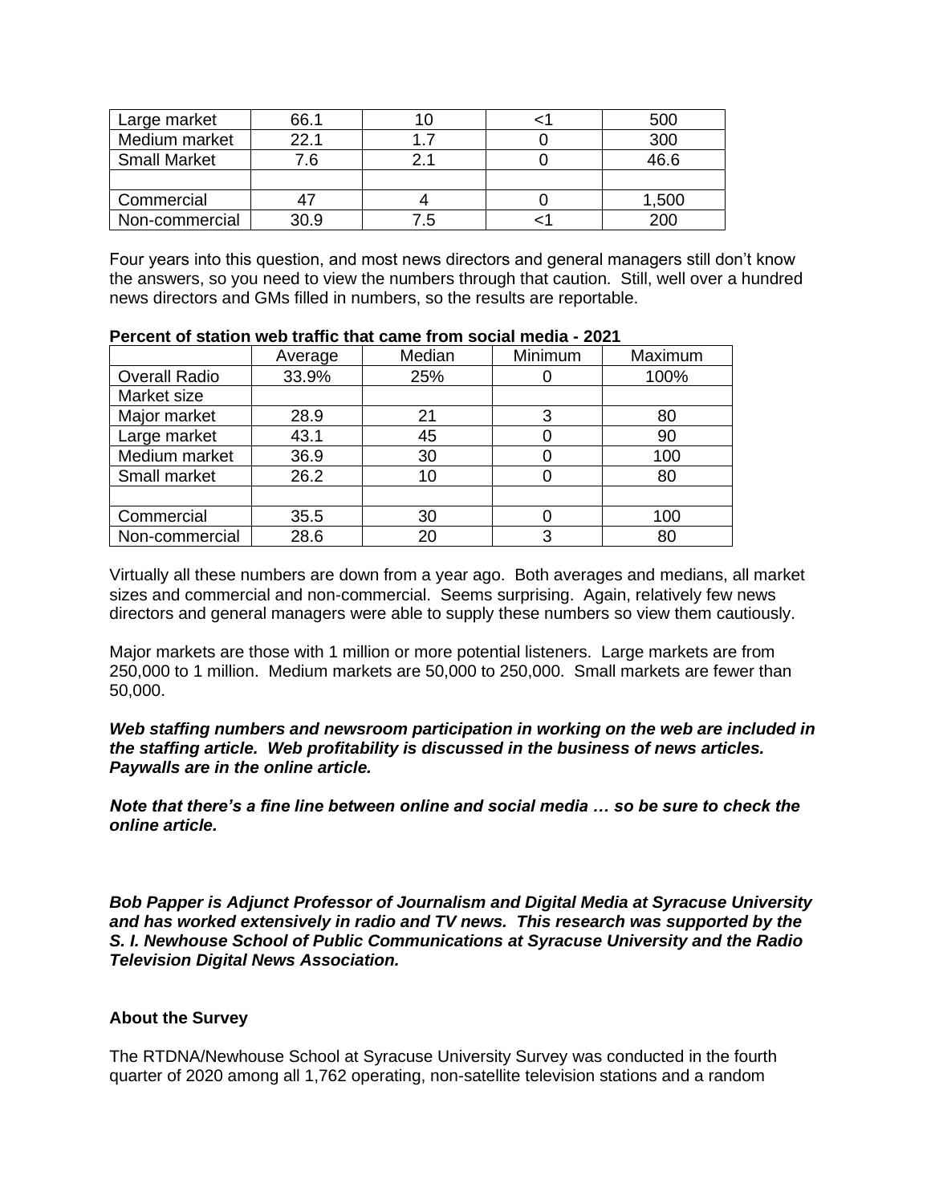| Large market | 66.1 | 10 | <1 | 500 |
|---|---|---|---|---|
| Medium market | 22.1 | 1.7 | 0 | 300 |
| Small Market | 7.6 | 2.1 | 0 | 46.6 |
| | | | | |
| Commercial | 47 | 4 | 0 | 1,500 |
| Non-commercial | 30.9 | 7.5 | <1 | 200 |

Four years into this question, and most news directors and general managers still don't know the answers, so you need to view the numbers through that caution. Still, well over a hundred news directors and GMs filled in numbers, so the results are reportable.

**Percent of station web traffic that came from social media - 2021**

| | Average | Median | Minimum | Maximum |
|---|---|---|---|---|
| Overall Radio | 33.9% | 25% | 0 | 100% |
| Market size | | | | |
| Major market | 28.9 | 21 | 3 | 80 |
| Large market | 43.1 | 45 | 0 | 90 |
| Medium market | 36.9 | 30 | 0 | 100 |
| Small market | 26.2 | 10 | 0 | 80 |
| | | | | |
| Commercial | 35.5 | 30 | 0 | 100 |
| Non-commercial | 28.6 | 20 | 3 | 80 |

Virtually all these numbers are down from a year ago. Both averages and medians, all market sizes and commercial and non-commercial. Seems surprising. Again, relatively few news directors and general managers were able to supply these numbers so view them cautiously.

Major markets are those with 1 million or more potential listeners. Large markets are from 250,000 to 1 million. Medium markets are 50,000 to 250,000. Small markets are fewer than 50,000.

***Web staffing numbers and newsroom participation in working on the web are included in the staffing article. Web profitability is discussed in the business of news articles. Paywalls are in the online article.***

***Note that there's a fine line between online and social media … so be sure to check the online article.***

***Bob Papper is Adjunct Professor of Journalism and Digital Media at Syracuse University and has worked extensively in radio and TV news. This research was supported by the S. I. Newhouse School of Public Communications at Syracuse University and the Radio Television Digital News Association.***

**About the Survey**

The RTDNA/Newhouse School at Syracuse University Survey was conducted in the fourth quarter of 2020 among all 1,762 operating, non-satellite television stations and a random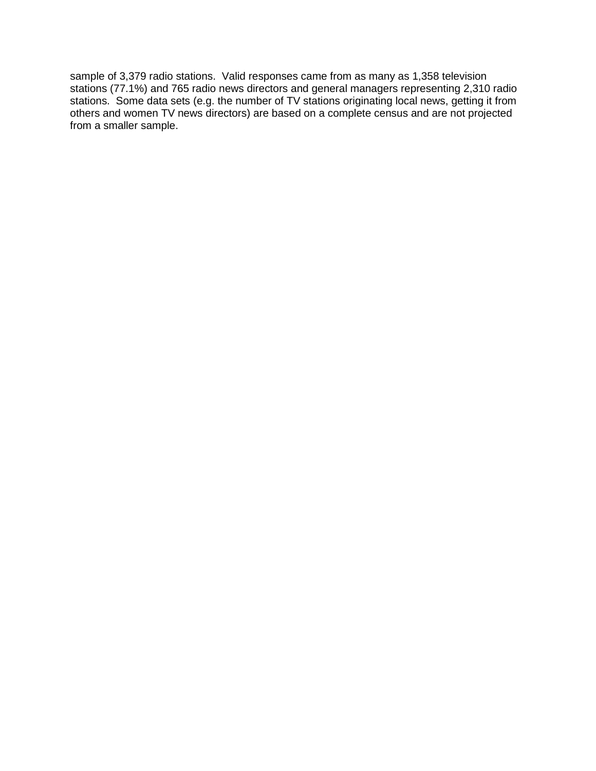sample of 3,379 radio stations. Valid responses came from as many as 1,358 television stations (77.1%) and 765 radio news directors and general managers representing 2,310 radio stations. Some data sets (e.g. the number of TV stations originating local news, getting it from others and women TV news directors) are based on a complete census and are not projected from a smaller sample.